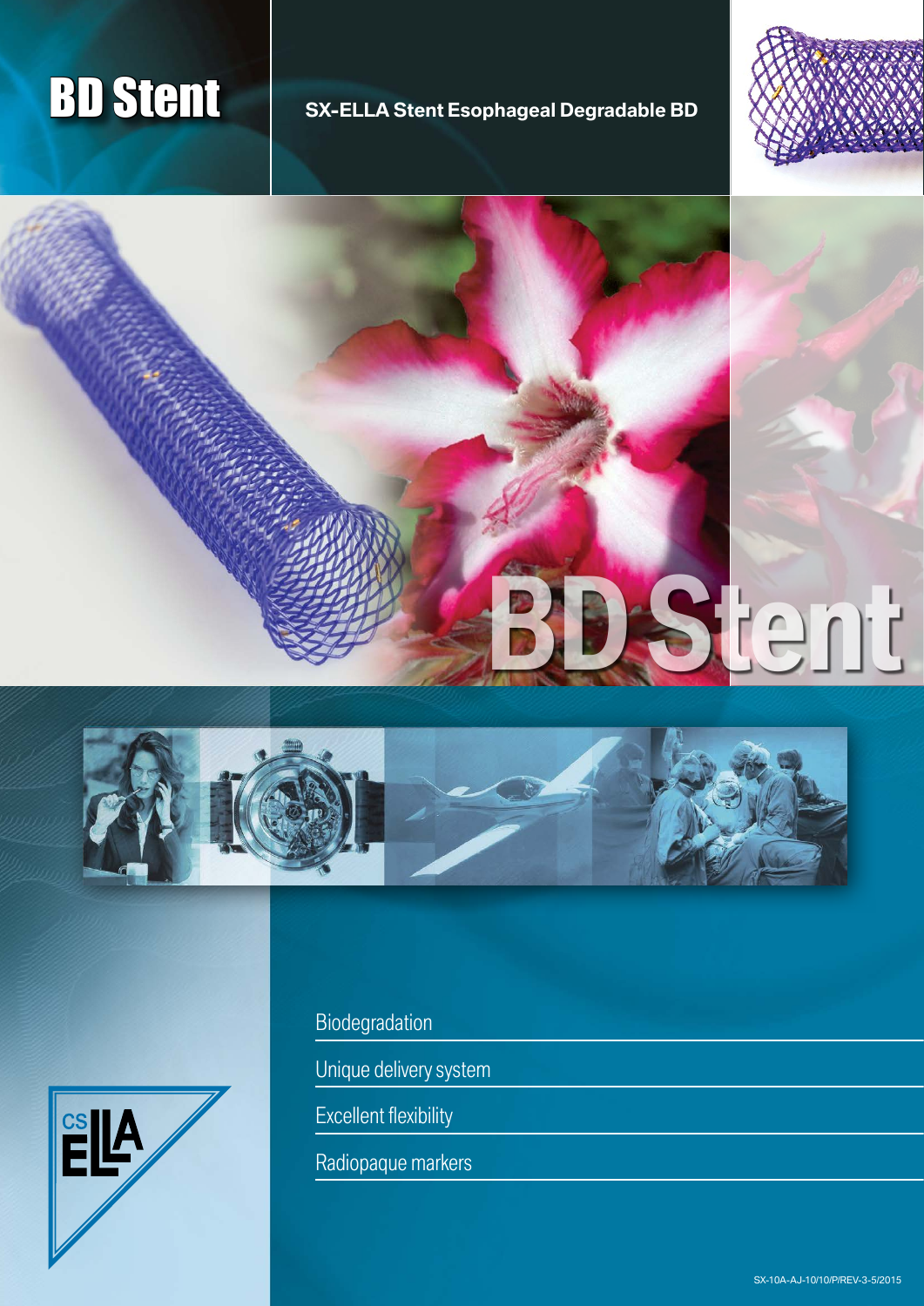# BD Stent

**SX-ELLA Stent Esophageal Degradable BD**

BD Stent

- Biodegradation
- Unique delivery system
- Excellent flexibility
- Radiopaque markers

CS ELLA

SX-10A-AJ-10/10/P/REV-3-5/2015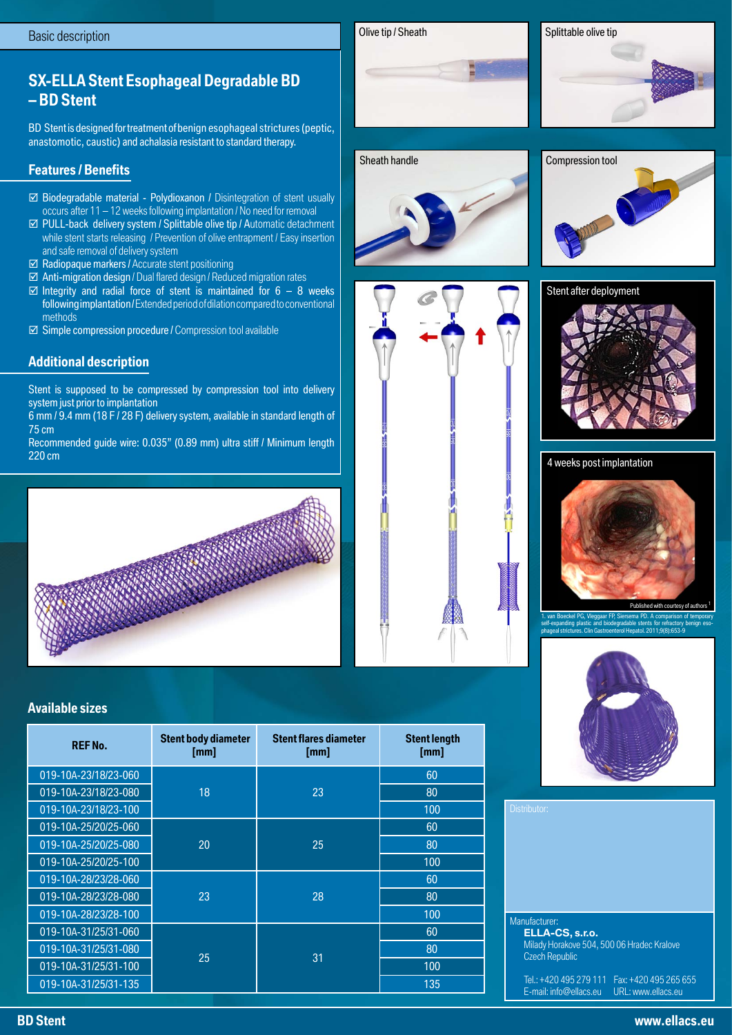Basic description

# SX-ELLA Stent Esophageal Degradable BD – BD Stent

BD Stent is designed for treatment of benign esophageal strictures (peptic, anastomotic, caustic) and achalasia resistant to standard therapy.

## Features / Benefits

- ☑ **Biodegradable material - Polydioxanon** / Disintegration of stent usually occurs after 11 – 12 weeks following implantation / No need for removal
- ☑ **PULL-back delivery system / Splittable olive tip** / Automatic detachment while stent starts releasing / Prevention of olive entrapment / Easy insertion and safe removal of delivery system
- ☑ **Radiopaque markers** / Accurate stent positioning
- ☑ **Anti-migration design** / Dual flared design / Reduced migration rates
- ☑ **Integrity and radial force of stent is maintained for 6 – 8 weeks following implantation** / Extended period of dilation compared to conventional methods
- ☑ **Simple compression procedure** / Compression tool available

## Additional description

Stent is supposed to be compressed by compression tool into delivery system just prior to implantation

6 mm / 9.4 mm (18 F / 28 F) delivery system, available in standard length of 75 cm

Recommended guide wire: 0.035" (0.89 mm) ultra stiff / Minimum length 220 cm

Olive tip / Sheath

Splittable olive tip

Sheath handle

Compression tool

Stent after deployment

4 weeks post implantation

Published with courtesy of authors [1]

1. van Boeckel PG, Vleggaar FP, Siersema PD. A comparison of temporary self-expanding plastic and biodegradable stents for refractory benign esophageal strictures. Clin Gastroenterol Hepatol. 2011;9(8):653-9

## Available sizes

| REF No. | Stent body diameter [mm] | Stent flares diameter [mm] | Stent length [mm] |
|---|---|---|---|
| 019-10A-23/18/23-060 | 18 | 23 | 60 |
| 019-10A-23/18/23-080 | | | 80 |
| 019-10A-23/18/23-100 | | | 100 |
| 019-10A-25/20/25-060 | 20 | 25 | 60 |
| 019-10A-25/20/25-080 | | | 80 |
| 019-10A-25/20/25-100 | | | 100 |
| 019-10A-28/23/28-060 | 23 | 28 | 60 |
| 019-10A-28/23/28-080 | | | 80 |
| 019-10A-28/23/28-100 | | | 100 |
| 019-10A-31/25/31-060 | 25 | 31 | 60 |
| 019-10A-31/25/31-080 | | | 80 |
| 019-10A-31/25/31-100 | | | 100 |
| 019-10A-31/25/31-135 | | | 135 |

Distributor:

Manufacturer:
**ELLA-CS, s.r.o.**
Milady Horakove 504, 500 06 Hradec Kralove
Czech Republic

Tel.: +420 495 279 111 Fax: +420 495 265 655
E-mail: info@ellacs.eu URL: www.ellacs.eu